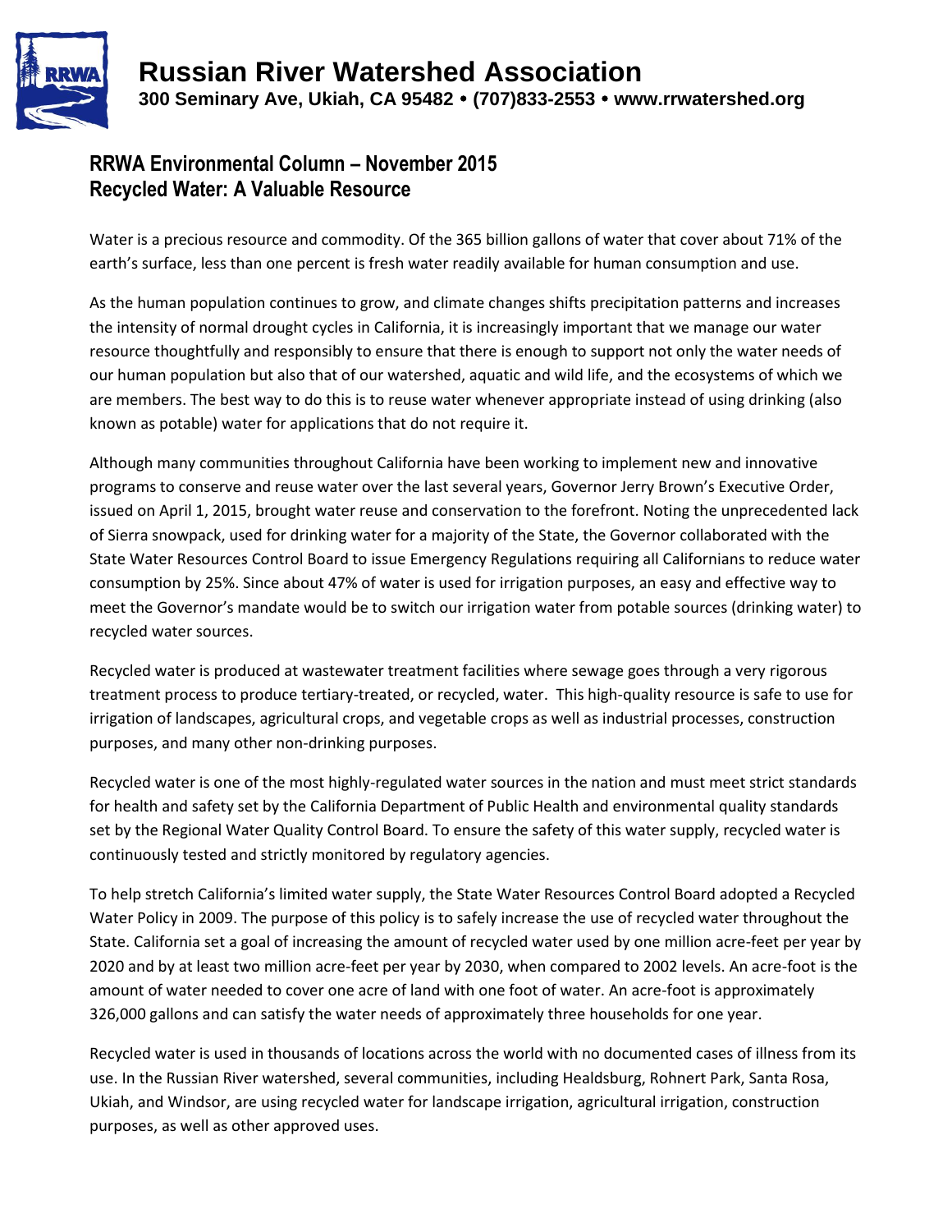# Russian River Watershed Association

**300 Seminary Ave, Ukiah, CA 95482 • (707)833-2553 • www.rrwatershed.org**

## RRWA Environmental Column – November 2015
## Recycled Water: A Valuable Resource

Water is a precious resource and commodity. Of the 365 billion gallons of water that cover about 71% of the earth's surface, less than one percent is fresh water readily available for human consumption and use.

As the human population continues to grow, and climate changes shifts precipitation patterns and increases the intensity of normal drought cycles in California, it is increasingly important that we manage our water resource thoughtfully and responsibly to ensure that there is enough to support not only the water needs of our human population but also that of our watershed, aquatic and wild life, and the ecosystems of which we are members. The best way to do this is to reuse water whenever appropriate instead of using drinking (also known as potable) water for applications that do not require it.

Although many communities throughout California have been working to implement new and innovative programs to conserve and reuse water over the last several years, Governor Jerry Brown's Executive Order, issued on April 1, 2015, brought water reuse and conservation to the forefront. Noting the unprecedented lack of Sierra snowpack, used for drinking water for a majority of the State, the Governor collaborated with the State Water Resources Control Board to issue Emergency Regulations requiring all Californians to reduce water consumption by 25%. Since about 47% of water is used for irrigation purposes, an easy and effective way to meet the Governor's mandate would be to switch our irrigation water from potable sources (drinking water) to recycled water sources.

Recycled water is produced at wastewater treatment facilities where sewage goes through a very rigorous treatment process to produce tertiary-treated, or recycled, water. This high-quality resource is safe to use for irrigation of landscapes, agricultural crops, and vegetable crops as well as industrial processes, construction purposes, and many other non-drinking purposes.

Recycled water is one of the most highly-regulated water sources in the nation and must meet strict standards for health and safety set by the California Department of Public Health and environmental quality standards set by the Regional Water Quality Control Board. To ensure the safety of this water supply, recycled water is continuously tested and strictly monitored by regulatory agencies.

To help stretch California's limited water supply, the State Water Resources Control Board adopted a Recycled Water Policy in 2009. The purpose of this policy is to safely increase the use of recycled water throughout the State. California set a goal of increasing the amount of recycled water used by one million acre-feet per year by 2020 and by at least two million acre-feet per year by 2030, when compared to 2002 levels. An acre-foot is the amount of water needed to cover one acre of land with one foot of water. An acre-foot is approximately 326,000 gallons and can satisfy the water needs of approximately three households for one year.

Recycled water is used in thousands of locations across the world with no documented cases of illness from its use. In the Russian River watershed, several communities, including Healdsburg, Rohnert Park, Santa Rosa, Ukiah, and Windsor, are using recycled water for landscape irrigation, agricultural irrigation, construction purposes, as well as other approved uses.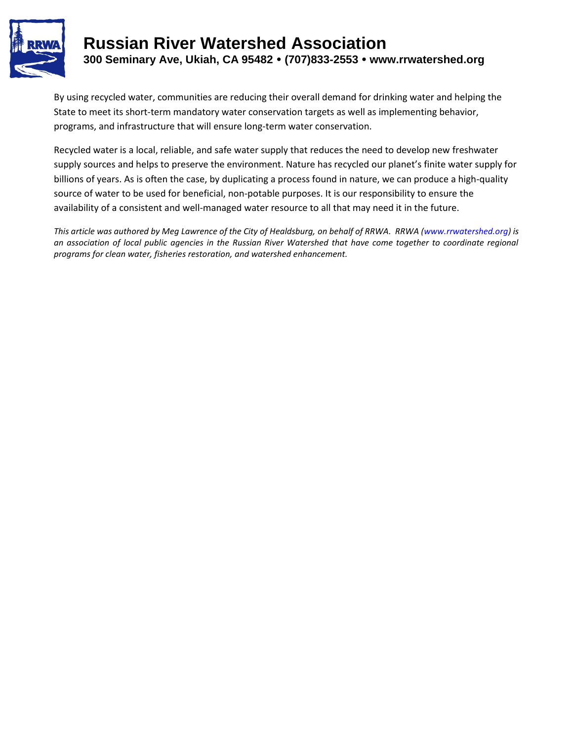By using recycled water, communities are reducing their overall demand for drinking water and helping the State to meet its short-term mandatory water conservation targets as well as implementing behavior, programs, and infrastructure that will ensure long-term water conservation.

Recycled water is a local, reliable, and safe water supply that reduces the need to develop new freshwater supply sources and helps to preserve the environment. Nature has recycled our planet's finite water supply for billions of years. As is often the case, by duplicating a process found in nature, we can produce a high-quality source of water to be used for beneficial, non-potable purposes. It is our responsibility to ensure the availability of a consistent and well-managed water resource to all that may need it in the future.

*This article was authored by Meg Lawrence of the City of Healdsburg, on behalf of RRWA. RRWA (www.rrwatershed.org) is an association of local public agencies in the Russian River Watershed that have come together to coordinate regional programs for clean water, fisheries restoration, and watershed enhancement.*